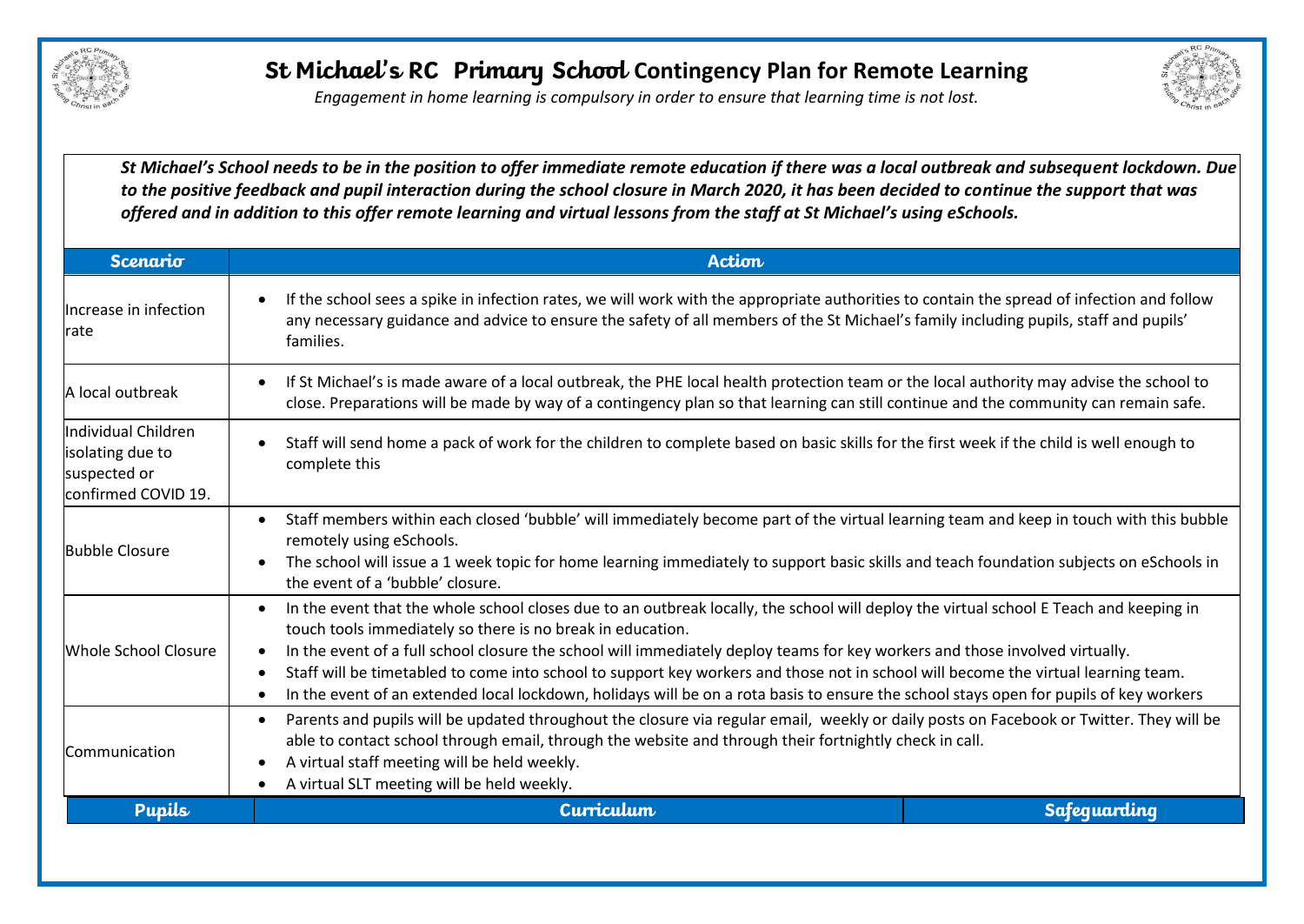# St Michael's RC Primary School Contingency Plan for Remote Learning

*Engagement in home learning is compulsory in order to ensure that learning time is not lost.*

***St Michael's School needs to be in the position to offer immediate remote education if there was a local outbreak and subsequent lockdown. Due to the positive feedback and pupil interaction during the school closure in March 2020, it has been decided to continue the support that was offered and in addition to this offer remote learning and virtual lessons from the staff at St Michael's using eSchools.***

| Scenario | Action |
|---|---|
| Increase in infection rate | • If the school sees a spike in infection rates, we will work with the appropriate authorities to contain the spread of infection and follow any necessary guidance and advice to ensure the safety of all members of the St Michael's family including pupils, staff and pupils' families. |
| A local outbreak | • If St Michael's is made aware of a local outbreak, the PHE local health protection team or the local authority may advise the school to close. Preparations will be made by way of a contingency plan so that learning can still continue and the community can remain safe. |
| Individual Children isolating due to suspected or confirmed COVID 19. | • Staff will send home a pack of work for the children to complete based on basic skills for the first week if the child is well enough to complete this |
| Bubble Closure | • Staff members within each closed 'bubble' will immediately become part of the virtual learning team and keep in touch with this bubble remotely using eSchools.<br>• The school will issue a 1 week topic for home learning immediately to support basic skills and teach foundation subjects on eSchools in the event of a 'bubble' closure. |
| Whole School Closure | • In the event that the whole school closes due to an outbreak locally, the school will deploy the virtual school E Teach and keeping in touch tools immediately so there is no break in education.<br>• In the event of a full school closure the school will immediately deploy teams for key workers and those involved virtually.<br>• Staff will be timetabled to come into school to support key workers and those not in school will become the virtual learning team.<br>• In the event of an extended local lockdown, holidays will be on a rota basis to ensure the school stays open for pupils of key workers |
| Communication | • Parents and pupils will be updated throughout the closure via regular email, weekly or daily posts on Facebook or Twitter. They will be able to contact school through email, through the website and through their fortnightly check in call.<br>• A virtual staff meeting will be held weekly.<br>• A virtual SLT meeting will be held weekly. |

| Pupils | Curriculum | Safeguarding |
|---|---|---|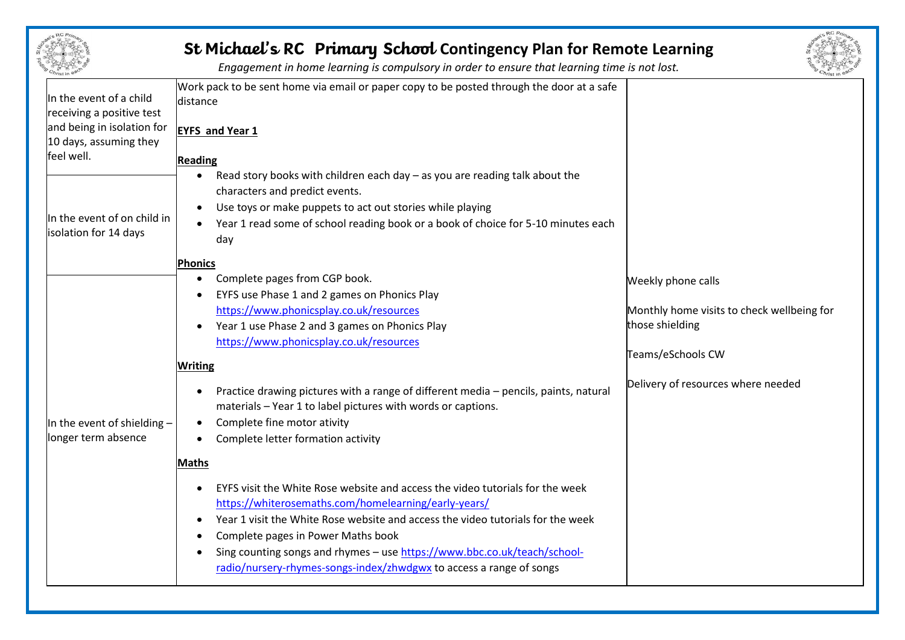# St Michael's RC Primary School Contingency Plan for Remote Learning

*Engagement in home learning is compulsory in order to ensure that learning time is not lost.*

| | | |
|---|---|---|
| In the event of a child receiving a positive test and being in isolation for 10 days, assuming they feel well.<br><br>In the event of on child in isolation for 14 days<br><br>In the event of shielding – longer term absence | Work pack to be sent home via email or paper copy to be posted through the door at a safe distance<br><br>**EYFS and Year 1**<br><br>**Reading**<br>• Read story books with children each day – as you are reading talk about the characters and predict events.<br>• Use toys or make puppets to act out stories while playing<br>• Year 1 read some of school reading book or a book of choice for 5-10 minutes each day<br><br>**Phonics**<br>• Complete pages from CGP book.<br>• EYFS use Phase 1 and 2 games on Phonics Play https://www.phonicsplay.co.uk/resources<br>• Year 1 use Phase 2 and 3 games on Phonics Play https://www.phonicsplay.co.uk/resources<br><br>**Writing**<br>• Practice drawing pictures with a range of different media – pencils, paints, natural materials – Year 1 to label pictures with words or captions.<br>• Complete fine motor ativity<br>• Complete letter formation activity<br><br>**Maths**<br>• EYFS visit the White Rose website and access the video tutorials for the week https://whiterosemaths.com/homelearning/early-years/<br>• Year 1 visit the White Rose website and access the video tutorials for the week<br>• Complete pages in Power Maths book<br>• Sing counting songs and rhymes – use https://www.bbc.co.uk/teach/school-radio/nursery-rhymes-songs-index/zhwdgwx to access a range of songs | Weekly phone calls<br><br>Monthly home visits to check wellbeing for those shielding<br><br>Teams/eSchools CW<br><br>Delivery of resources where needed |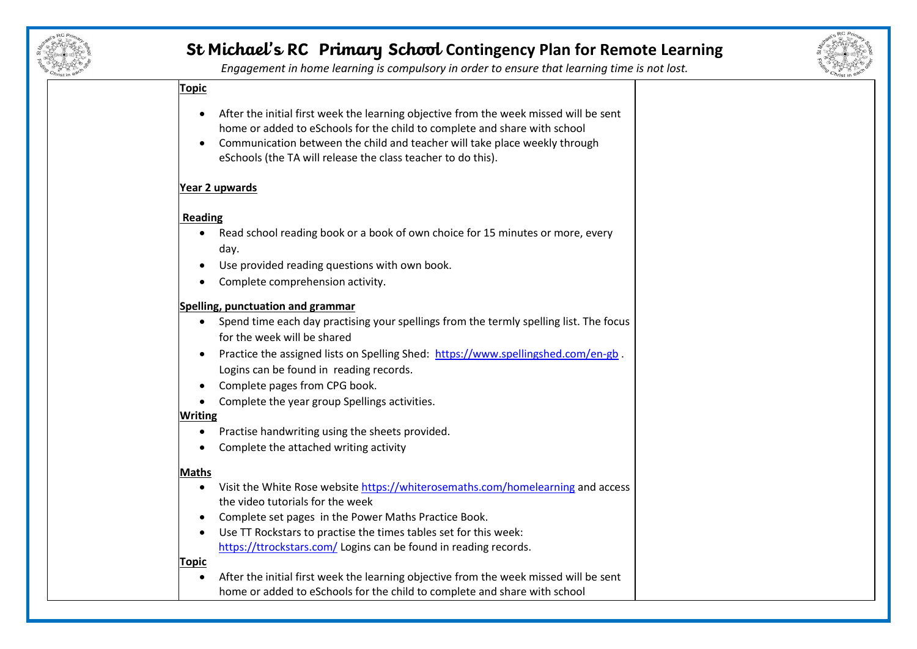# St Michael's RC Primary School Contingency Plan for Remote Learning

*Engagement in home learning is compulsory in order to ensure that learning time is not lost.*

**Topic**

- After the initial first week the learning objective from the week missed will be sent home or added to eSchools for the child to complete and share with school
- Communication between the child and teacher will take place weekly through eSchools (the TA will release the class teacher to do this).

**Year 2 upwards**

**Reading**

- Read school reading book or a book of own choice for 15 minutes or more, every day.
- Use provided reading questions with own book.
- Complete comprehension activity.

**Spelling, punctuation and grammar**

- Spend time each day practising your spellings from the termly spelling list. The focus for the week will be shared
- Practice the assigned lists on Spelling Shed: https://www.spellingshed.com/en-gb . Logins can be found in reading records.
- Complete pages from CPG book.
- Complete the year group Spellings activities.

**Writing**

- Practise handwriting using the sheets provided.
- Complete the attached writing activity

**Maths**

- Visit the White Rose website https://whiterosemaths.com/homelearning and access the video tutorials for the week
- Complete set pages in the Power Maths Practice Book.
- Use TT Rockstars to practise the times tables set for this week: https://ttrockstars.com/ Logins can be found in reading records.

**Topic**

- After the initial first week the learning objective from the week missed will be sent home or added to eSchools for the child to complete and share with school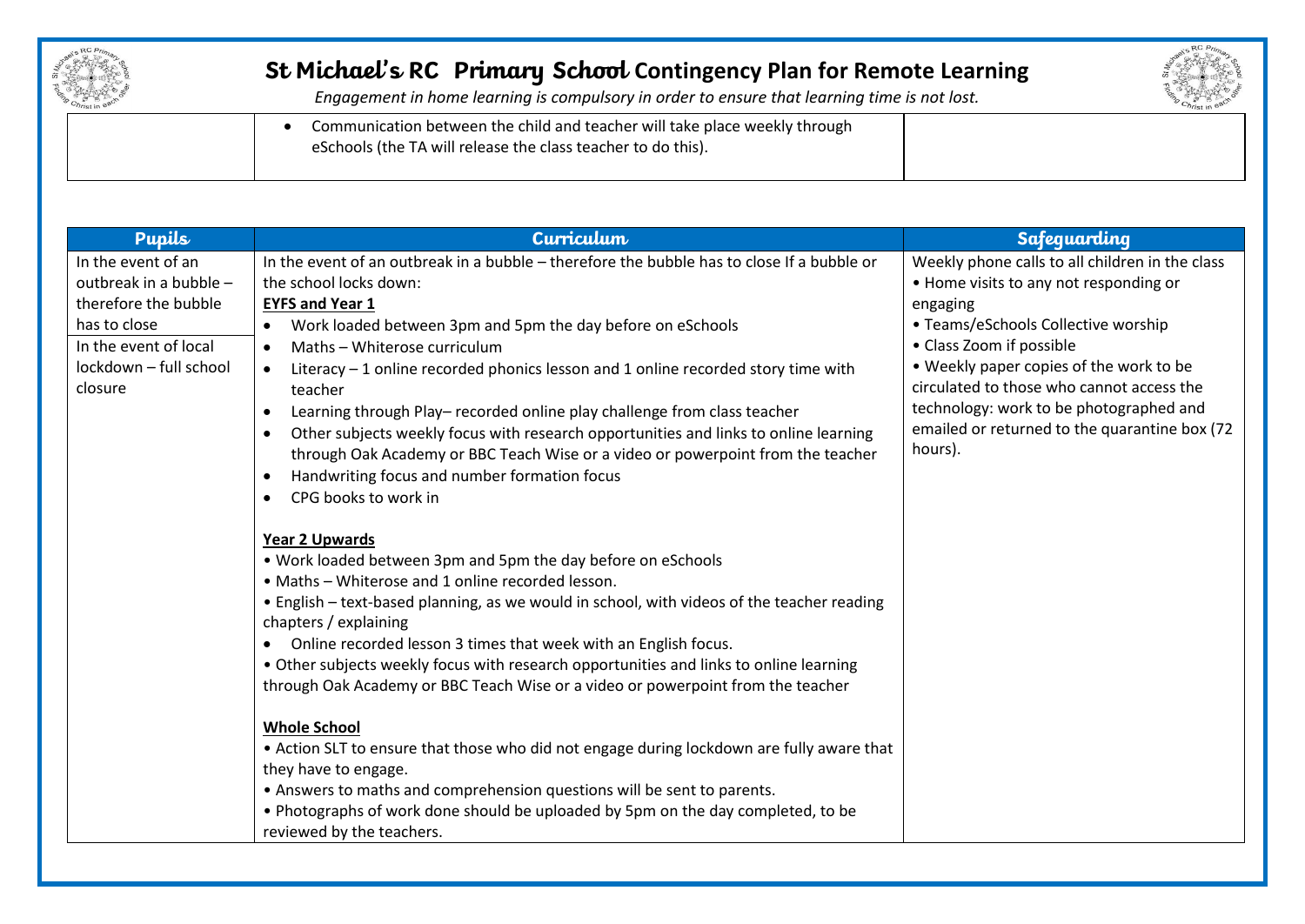# St Michael's RC Primary School Contingency Plan for Remote Learning

*Engagement in home learning is compulsory in order to ensure that learning time is not lost.*

| | | |
|---|---|---|
| | • Communication between the child and teacher will take place weekly through eSchools (the TA will release the class teacher to do this). | |

| Pupils | Curriculum | Safeguarding |
|---|---|---|
| In the event of an outbreak in a bubble – therefore the bubble has to close<br>In the event of local lockdown – full school closure | In the event of an outbreak in a bubble – therefore the bubble has to close If a bubble or the school locks down:<br>**<u>EYFS and Year 1</u>**<br>• Work loaded between 3pm and 5pm the day before on eSchools<br>• Maths – Whiterose curriculum<br>• Literacy – 1 online recorded phonics lesson and 1 online recorded story time with teacher<br>• Learning through Play– recorded online play challenge from class teacher<br>• Other subjects weekly focus with research opportunities and links to online learning through Oak Academy or BBC Teach Wise or a video or powerpoint from the teacher<br>• Handwriting focus and number formation focus<br>• CPG books to work in<br><br>**<u>Year 2 Upwards</u>**<br>• Work loaded between 3pm and 5pm the day before on eSchools<br>• Maths – Whiterose and 1 online recorded lesson.<br>• English – text-based planning, as we would in school, with videos of the teacher reading chapters / explaining<br>• Online recorded lesson 3 times that week with an English focus.<br>• Other subjects weekly focus with research opportunities and links to online learning through Oak Academy or BBC Teach Wise or a video or powerpoint from the teacher<br><br>**<u>Whole School</u>**<br>• Action SLT to ensure that those who did not engage during lockdown are fully aware that they have to engage.<br>• Answers to maths and comprehension questions will be sent to parents.<br>• Photographs of work done should be uploaded by 5pm on the day completed, to be reviewed by the teachers. | Weekly phone calls to all children in the class<br>• Home visits to any not responding or engaging<br>• Teams/eSchools Collective worship<br>• Class Zoom if possible<br>• Weekly paper copies of the work to be circulated to those who cannot access the technology: work to be photographed and emailed or returned to the quarantine box (72 hours). |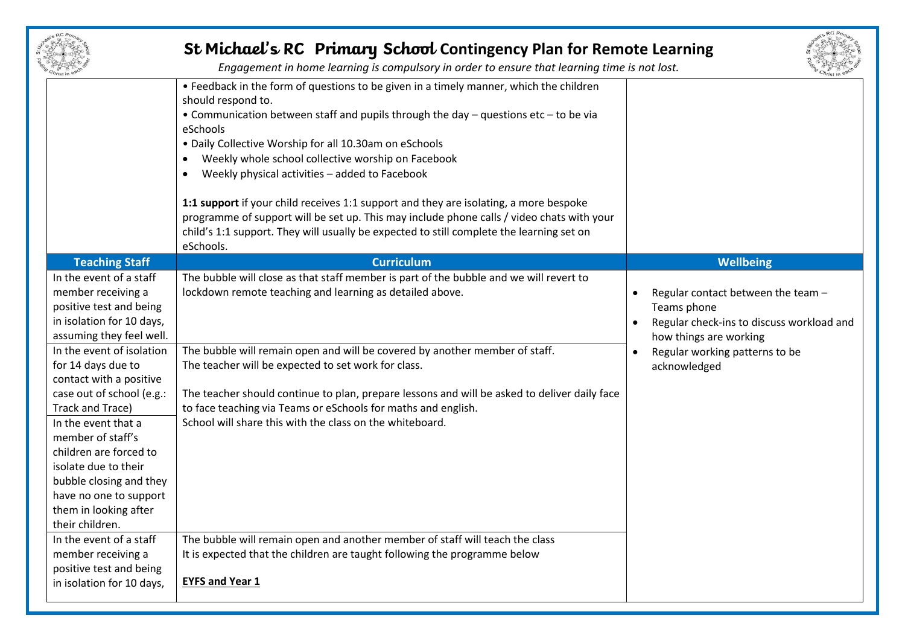# St Michael's RC Primary School Contingency Plan for Remote Learning

*Engagement in home learning is compulsory in order to ensure that learning time is not lost.*

| | | |
|---|---|---|
| | • Feedback in the form of questions to be given in a timely manner, which the children should respond to.<br>• Communication between staff and pupils through the day – questions etc – to be via eSchools<br>• Daily Collective Worship for all 10.30am on eSchools<br>• Weekly whole school collective worship on Facebook<br>• Weekly physical activities – added to Facebook<br><br>**1:1 support** if your child receives 1:1 support and they are isolating, a more bespoke programme of support will be set up. This may include phone calls / video chats with your child's 1:1 support. They will usually be expected to still complete the learning set on eSchools. | |
| **Teaching Staff** | **Curriculum** | **Wellbeing** |
| In the event of a staff member receiving a positive test and being in isolation for 10 days, assuming they feel well. | The bubble will close as that staff member is part of the bubble and we will revert to lockdown remote teaching and learning as detailed above. | • Regular contact between the team – Teams phone<br>• Regular check-ins to discuss workload and how things are working<br>• Regular working patterns to be acknowledged |
| In the event of isolation for 14 days due to contact with a positive case out of school (e.g.: Track and Trace)<br>In the event that a member of staff's children are forced to isolate due to their bubble closing and they have no one to support them in looking after their children. | The bubble will remain open and will be covered by another member of staff.<br>The teacher will be expected to set work for class.<br><br>The teacher should continue to plan, prepare lessons and will be asked to deliver daily face to face teaching via Teams or eSchools for maths and english.<br>School will share this with the class on the whiteboard. | |
| In the event of a staff member receiving a positive test and being in isolation for 10 days, | The bubble will remain open and another member of staff will teach the class<br>It is expected that the children are taught following the programme below<br><br>**<u>EYFS and Year 1</u>** | |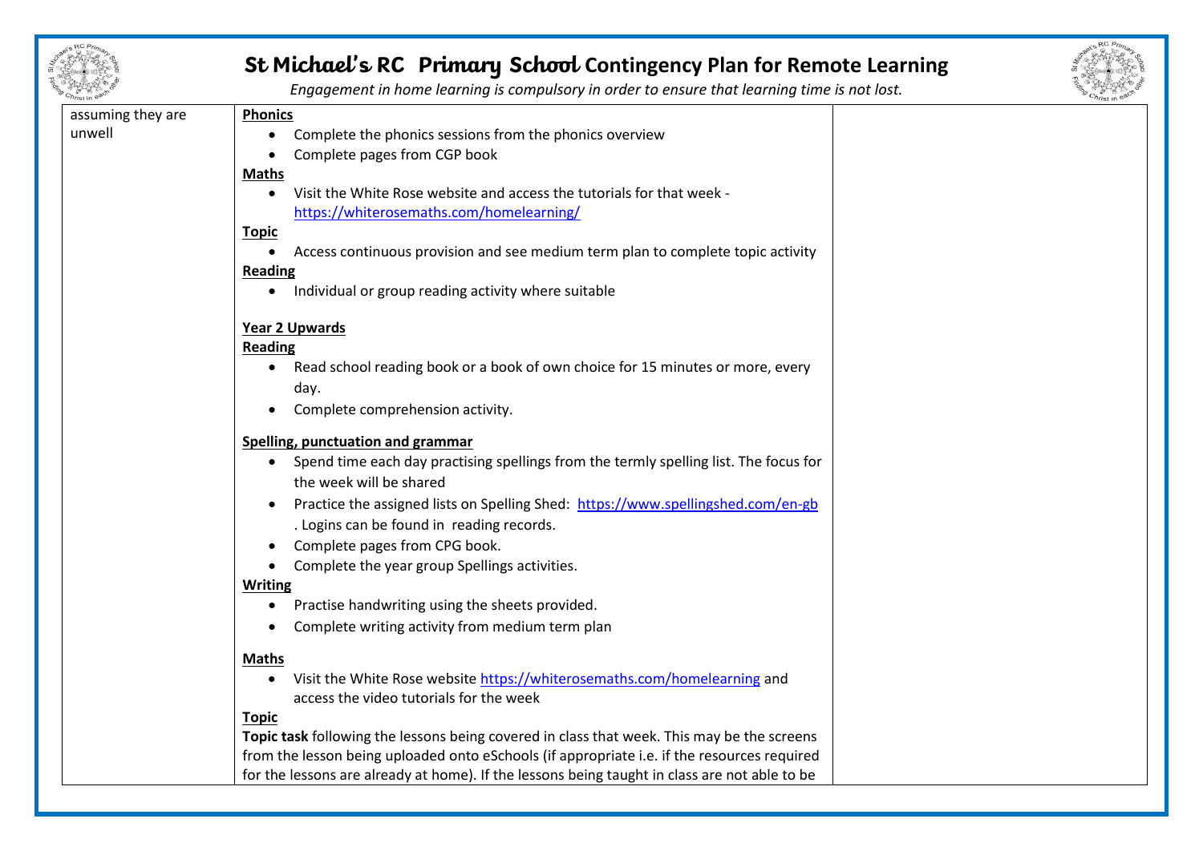# St Michael's RC Primary School Contingency Plan for Remote Learning

*Engagement in home learning is compulsory in order to ensure that learning time is not lost.*

| | | |
|---|---|---|
| assuming they are unwell | **Phonics**<br>• Complete the phonics sessions from the phonics overview<br>• Complete pages from CGP book<br>**Maths**<br>• Visit the White Rose website and access the tutorials for that week - https://whiterosemaths.com/homelearning/<br>**Topic**<br>• Access continuous provision and see medium term plan to complete topic activity<br>**Reading**<br>• Individual or group reading activity where suitable<br><br>**Year 2 Upwards**<br>**Reading**<br>• Read school reading book or a book of own choice for 15 minutes or more, every day.<br>• Complete comprehension activity.<br><br>**Spelling, punctuation and grammar**<br>• Spend time each day practising spellings from the termly spelling list. The focus for the week will be shared<br>• Practice the assigned lists on Spelling Shed: https://www.spellingshed.com/en-gb . Logins can be found in reading records.<br>• Complete pages from CPG book.<br>• Complete the year group Spellings activities.<br>**Writing**<br>• Practise handwriting using the sheets provided.<br>• Complete writing activity from medium term plan<br><br>**Maths**<br>• Visit the White Rose website https://whiterosemaths.com/homelearning and access the video tutorials for the week<br>**Topic**<br>**Topic task** following the lessons being covered in class that week. This may be the screens from the lesson being uploaded onto eSchools (if appropriate i.e. if the resources required for the lessons are already at home). If the lessons being taught in class are not able to be | |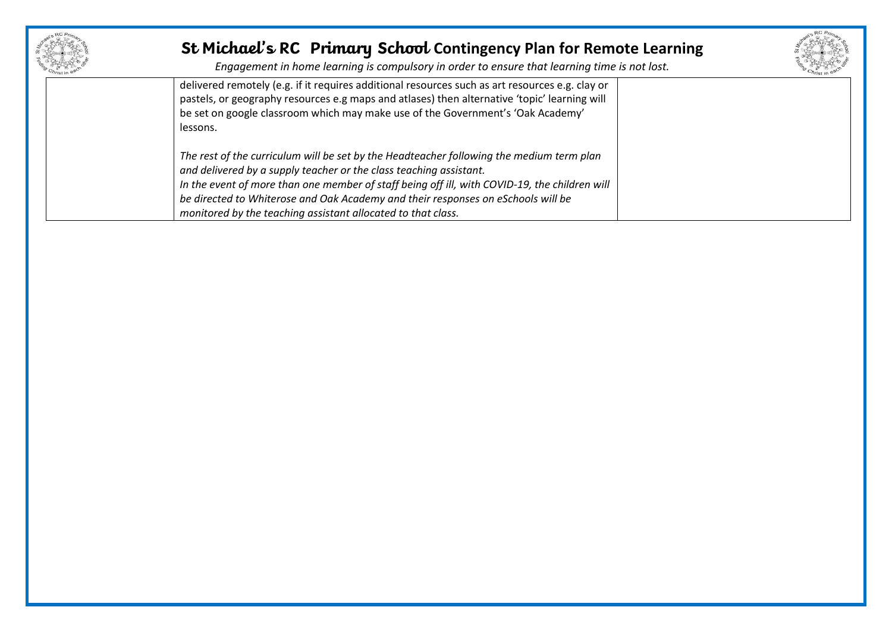| | | |
|---|---|---|
| | delivered remotely (e.g. if it requires additional resources such as art resources e.g. clay or pastels, or geography resources e.g maps and atlases) then alternative 'topic' learning will be set on google classroom which may make use of the Government's 'Oak Academy' lessons.<br><br>*The rest of the curriculum will be set by the Headteacher following the medium term plan and delivered by a supply teacher or the class teaching assistant.*<br>*In the event of more than one member of staff being off ill, with COVID-19, the children will be directed to Whiterose and Oak Academy and their responses on eSchools will be monitored by the teaching assistant allocated to that class.* | |